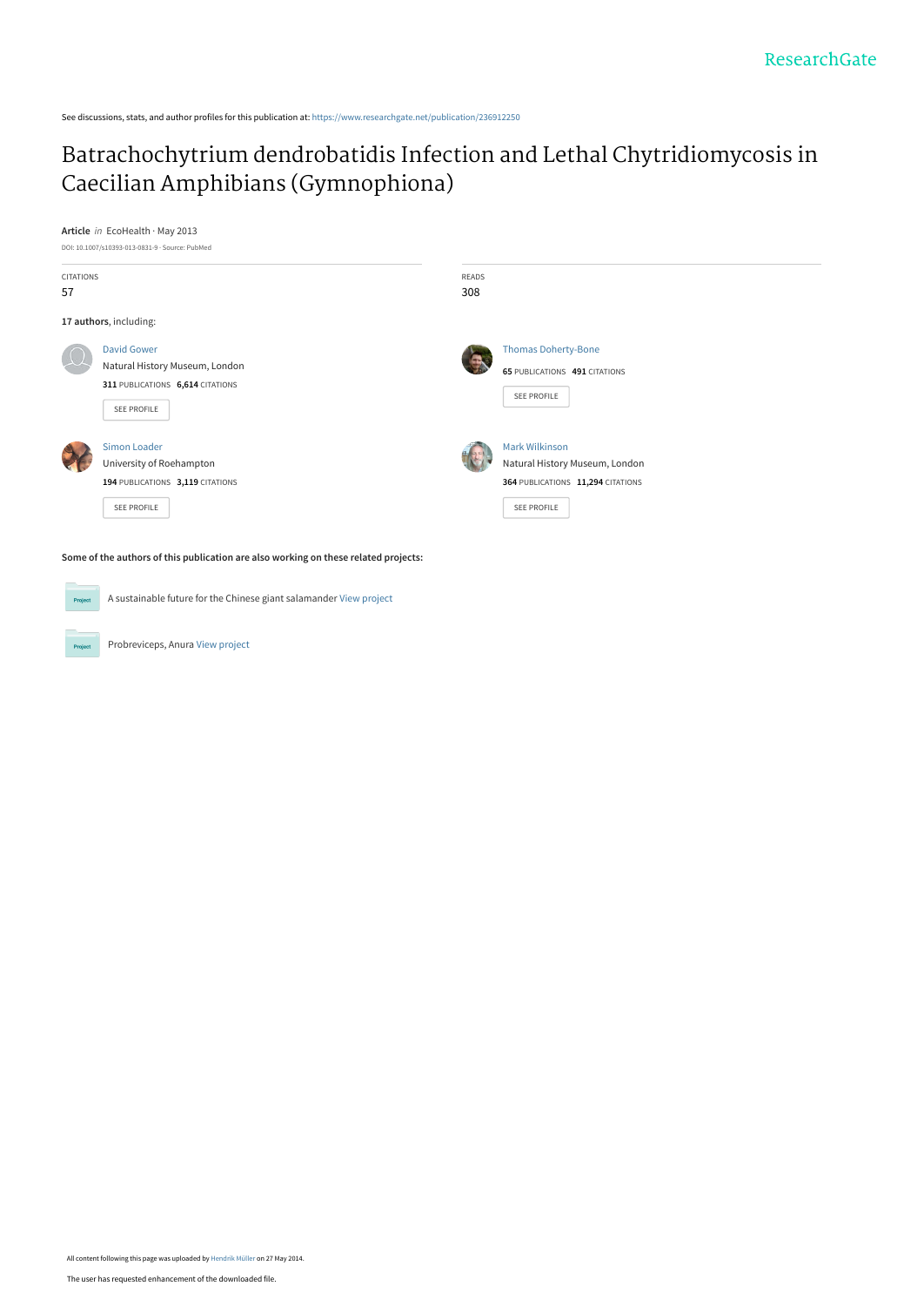ResearchGate

See discussions, stats, and author profiles for this publication at: https://www.researchgate.net/publication/236912250

# Batrachochytrium dendrobatidis Infection and Lethal Chytridiomycosis in Caecilian Amphibians (Gymnophiona)

**Article** *in* EcoHealth · May 2013

DOI: 10.1007/s10393-013-0831-9 · Source: PubMed

| CITATIONS | READS |
|---|---|
| 57 | 308 |

**17 authors**, including:

David Gower
Natural History Museum, London
**311** PUBLICATIONS **6,614** CITATIONS
SEE PROFILE

Thomas Doherty-Bone
**65** PUBLICATIONS **491** CITATIONS
SEE PROFILE

Simon Loader
University of Roehampton
**194** PUBLICATIONS **3,119** CITATIONS
SEE PROFILE

Mark Wilkinson
Natural History Museum, London
**364** PUBLICATIONS **11,294** CITATIONS
SEE PROFILE

**Some of the authors of this publication are also working on these related projects:**

Project: A sustainable future for the Chinese giant salamander View project

Project: Probreviceps, Anura View project

All content following this page was uploaded by Hendrik Müller on 27 May 2014.

The user has requested enhancement of the downloaded file.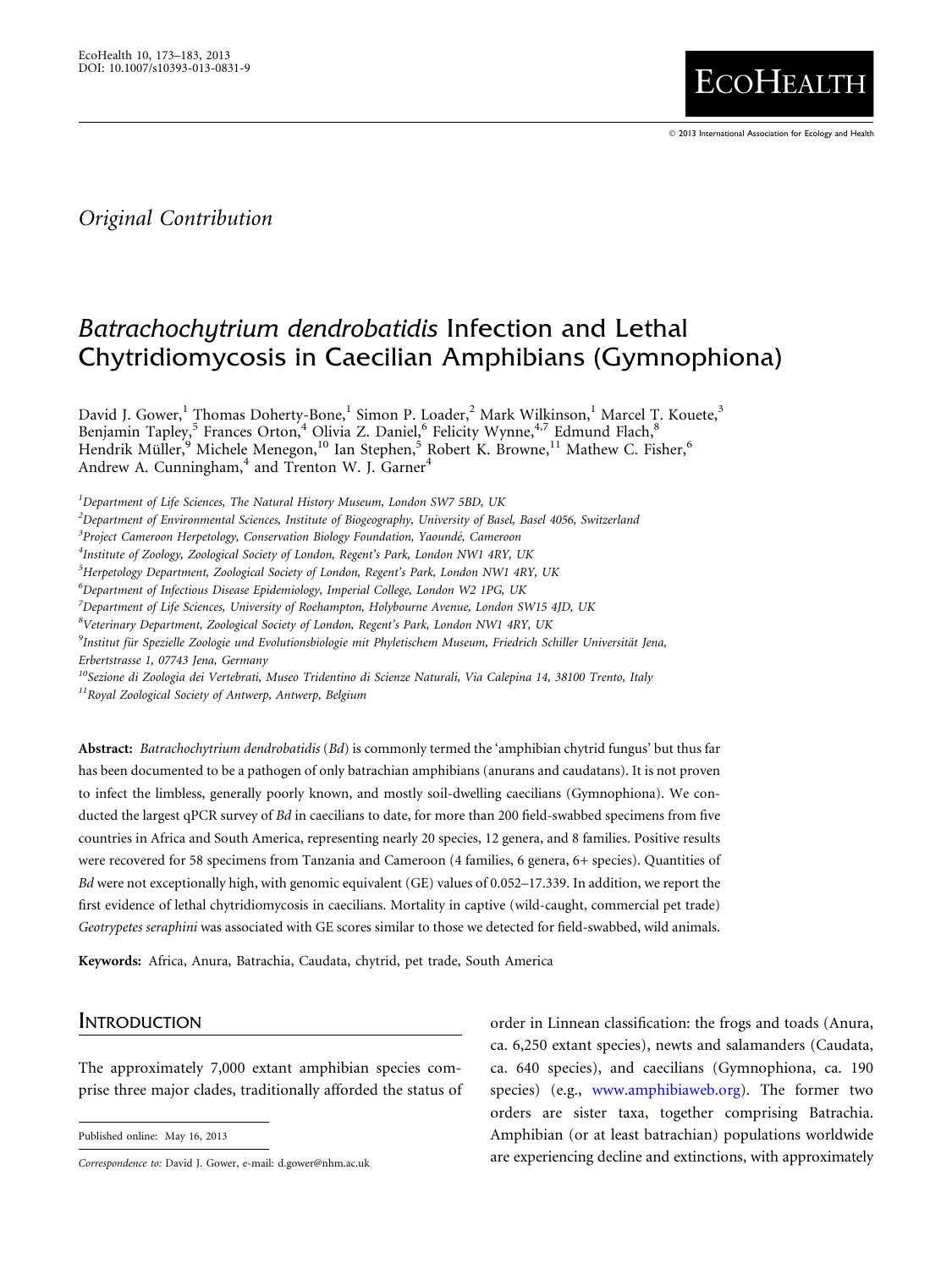*Original Contribution*

# *Batrachochytrium dendrobatidis* Infection and Lethal Chytridiomycosis in Caecilian Amphibians (Gymnophiona)

David J. Gower,[1] Thomas Doherty-Bone,[1] Simon P. Loader,[2] Mark Wilkinson,[1] Marcel T. Kouete,[3] Benjamin Tapley,[5] Frances Orton,[4] Olivia Z. Daniel,[6] Felicity Wynne,[4,7] Edmund Flach,[8] Hendrik Müller,[9] Michele Menegon,[10] Ian Stephen,[5] Robert K. Browne,[11] Mathew C. Fisher,[6] Andrew A. Cunningham,[4] and Trenton W. J. Garner[4]

[1]Department of Life Sciences, The Natural History Museum, London SW7 5BD, UK
[2]Department of Environmental Sciences, Institute of Biogeography, University of Basel, Basel 4056, Switzerland
[3]Project Cameroon Herpetology, Conservation Biology Foundation, Yaoundé, Cameroon
[4]Institute of Zoology, Zoological Society of London, Regent's Park, London NW1 4RY, UK
[5]Herpetology Department, Zoological Society of London, Regent's Park, London NW1 4RY, UK
[6]Department of Infectious Disease Epidemiology, Imperial College, London W2 1PG, UK
[7]Department of Life Sciences, University of Roehampton, Holybourne Avenue, London SW15 4JD, UK
[8]Veterinary Department, Zoological Society of London, Regent's Park, London NW1 4RY, UK
[9]Institut für Spezielle Zoologie und Evolutionsbiologie mit Phyletischem Museum, Friedrich Schiller Universität Jena, Erbertstrasse 1, 07743 Jena, Germany
[10]Sezione di Zoologia dei Vertebrati, Museo Tridentino di Scienze Naturali, Via Calepina 14, 38100 Trento, Italy
[11]Royal Zoological Society of Antwerp, Antwerp, Belgium

**Abstract:** *Batrachochytrium dendrobatidis* (*Bd*) is commonly termed the 'amphibian chytrid fungus' but thus far has been documented to be a pathogen of only batrachian amphibians (anurans and caudatans). It is not proven to infect the limbless, generally poorly known, and mostly soil-dwelling caecilians (Gymnophiona). We conducted the largest qPCR survey of *Bd* in caecilians to date, for more than 200 field-swabbed specimens from five countries in Africa and South America, representing nearly 20 species, 12 genera, and 8 families. Positive results were recovered for 58 specimens from Tanzania and Cameroon (4 families, 6 genera, 6+ species). Quantities of *Bd* were not exceptionally high, with genomic equivalent (GE) values of 0.052–17.339. In addition, we report the first evidence of lethal chytridiomycosis in caecilians. Mortality in captive (wild-caught, commercial pet trade) *Geotrypetes seraphini* was associated with GE scores similar to those we detected for field-swabbed, wild animals.

**Keywords:** Africa, Anura, Batrachia, Caudata, chytrid, pet trade, South America

## Introduction

The approximately 7,000 extant amphibian species comprise three major clades, traditionally afforded the status of order in Linnean classification: the frogs and toads (Anura, ca. 6,250 extant species), newts and salamanders (Caudata, ca. 640 species), and caecilians (Gymnophiona, ca. 190 species) (e.g., www.amphibiaweb.org). The former two orders are sister taxa, together comprising Batrachia. Amphibian (or at least batrachian) populations worldwide are experiencing decline and extinctions, with approximately

Published online: May 16, 2013

*Correspondence to:* David J. Gower, e-mail: d.gower@nhm.ac.uk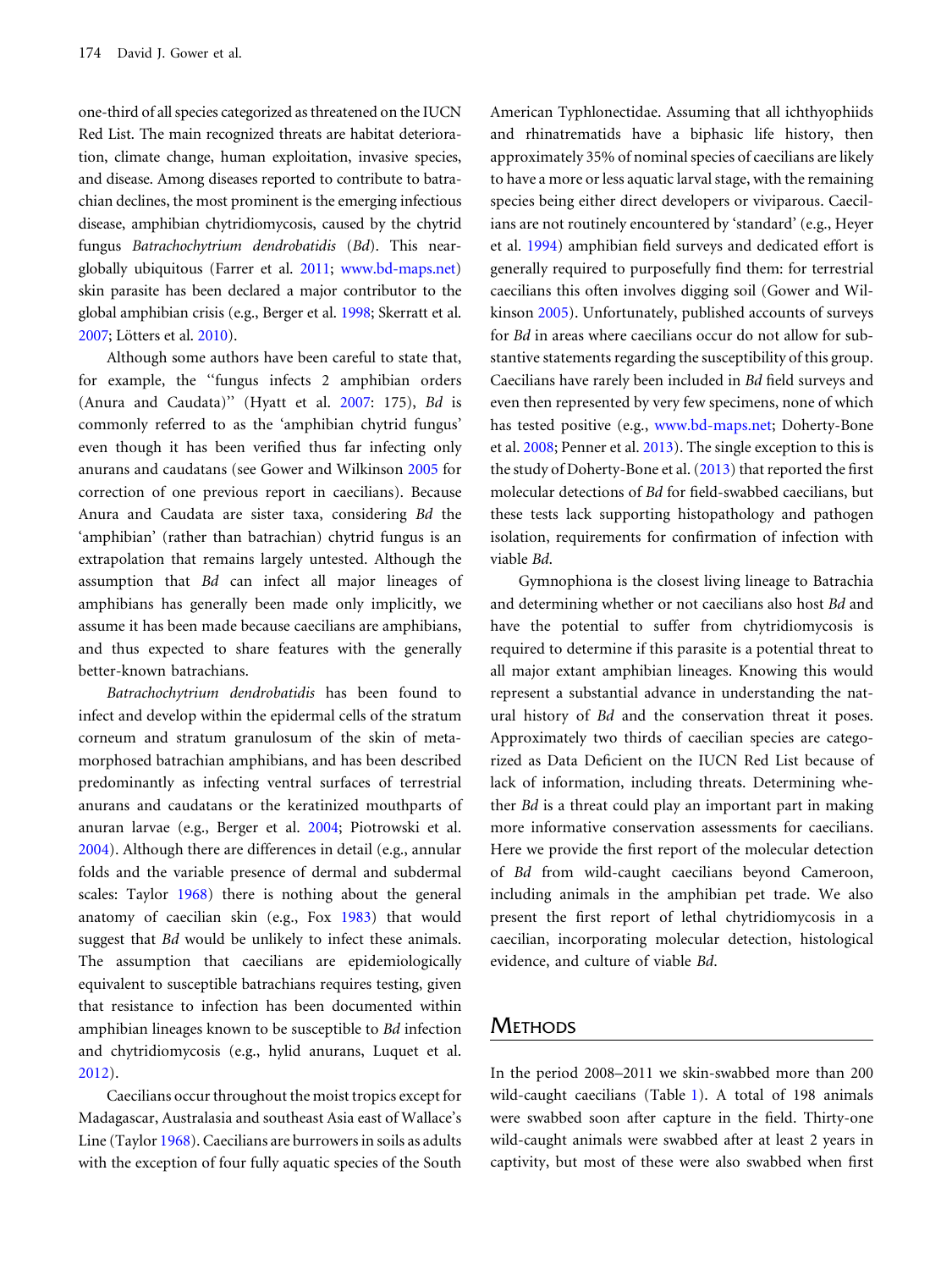one-third of all species categorized as threatened on the IUCN Red List. The main recognized threats are habitat deterioration, climate change, human exploitation, invasive species, and disease. Among diseases reported to contribute to batrachian declines, the most prominent is the emerging infectious disease, amphibian chytridiomycosis, caused by the chytrid fungus *Batrachochytrium dendrobatidis* (*Bd*). This near-globally ubiquitous (Farrer et al. 2011; www.bd-maps.net) skin parasite has been declared a major contributor to the global amphibian crisis (e.g., Berger et al. 1998; Skerratt et al. 2007; Lötters et al. 2010).

Although some authors have been careful to state that, for example, the "fungus infects 2 amphibian orders (Anura and Caudata)" (Hyatt et al. 2007: 175), *Bd* is commonly referred to as the 'amphibian chytrid fungus' even though it has been verified thus far infecting only anurans and caudatans (see Gower and Wilkinson 2005 for correction of one previous report in caecilians). Because Anura and Caudata are sister taxa, considering *Bd* the 'amphibian' (rather than batrachian) chytrid fungus is an extrapolation that remains largely untested. Although the assumption that *Bd* can infect all major lineages of amphibians has generally been made only implicitly, we assume it has been made because caecilians are amphibians, and thus expected to share features with the generally better-known batrachians.

*Batrachochytrium dendrobatidis* has been found to infect and develop within the epidermal cells of the stratum corneum and stratum granulosum of the skin of metamorphosed batrachian amphibians, and has been described predominantly as infecting ventral surfaces of terrestrial anurans and caudatans or the keratinized mouthparts of anuran larvae (e.g., Berger et al. 2004; Piotrowski et al. 2004). Although there are differences in detail (e.g., annular folds and the variable presence of dermal and subdermal scales: Taylor 1968) there is nothing about the general anatomy of caecilian skin (e.g., Fox 1983) that would suggest that *Bd* would be unlikely to infect these animals. The assumption that caecilians are epidemiologically equivalent to susceptible batrachians requires testing, given that resistance to infection has been documented within amphibian lineages known to be susceptible to *Bd* infection and chytridiomycosis (e.g., hylid anurans, Luquet et al. 2012).

Caecilians occur throughout the moist tropics except for Madagascar, Australasia and southeast Asia east of Wallace's Line (Taylor 1968). Caecilians are burrowers in soils as adults with the exception of four fully aquatic species of the South American Typhlonectidae. Assuming that all ichthyophiids and rhinatrematids have a biphasic life history, then approximately 35% of nominal species of caecilians are likely to have a more or less aquatic larval stage, with the remaining species being either direct developers or viviparous. Caecilians are not routinely encountered by 'standard' (e.g., Heyer et al. 1994) amphibian field surveys and dedicated effort is generally required to purposefully find them: for terrestrial caecilians this often involves digging soil (Gower and Wilkinson 2005). Unfortunately, published accounts of surveys for *Bd* in areas where caecilians occur do not allow for substantive statements regarding the susceptibility of this group. Caecilians have rarely been included in *Bd* field surveys and even then represented by very few specimens, none of which has tested positive (e.g., www.bd-maps.net; Doherty-Bone et al. 2008; Penner et al. 2013). The single exception to this is the study of Doherty-Bone et al. (2013) that reported the first molecular detections of *Bd* for field-swabbed caecilians, but these tests lack supporting histopathology and pathogen isolation, requirements for confirmation of infection with viable *Bd*.

Gymnophiona is the closest living lineage to Batrachia and determining whether or not caecilians also host *Bd* and have the potential to suffer from chytridiomycosis is required to determine if this parasite is a potential threat to all major extant amphibian lineages. Knowing this would represent a substantial advance in understanding the natural history of *Bd* and the conservation threat it poses. Approximately two thirds of caecilian species are categorized as Data Deficient on the IUCN Red List because of lack of information, including threats. Determining whether *Bd* is a threat could play an important part in making more informative conservation assessments for caecilians. Here we provide the first report of the molecular detection of *Bd* from wild-caught caecilians beyond Cameroon, including animals in the amphibian pet trade. We also present the first report of lethal chytridiomycosis in a caecilian, incorporating molecular detection, histological evidence, and culture of viable *Bd*.

## Methods

In the period 2008–2011 we skin-swabbed more than 200 wild-caught caecilians (Table 1). A total of 198 animals were swabbed soon after capture in the field. Thirty-one wild-caught animals were swabbed after at least 2 years in captivity, but most of these were also swabbed when first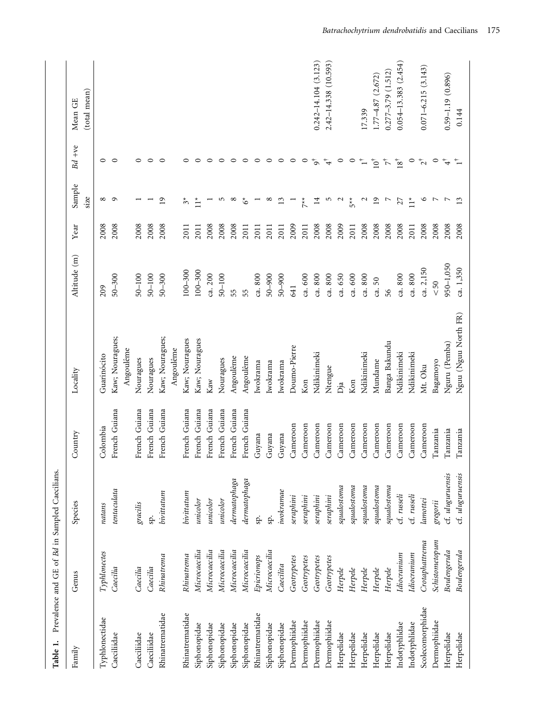**Table 1.** Prevalence and GE of *Bd* in Sampled Caecilians.

| Family | Genus | Species | Country | Locality | Altitude (m) | Year | Sample size | *Bd* +ve | Mean GE (total mean) |
|---|---|---|---|---|---|---|---|---|---|
| Typhlonectidae | *Typhlonectes* | *natans* | Colombia | Guarinócito | 209 | 2008 | 8 | 0 | |
| Caeciliidae | *Caecilia* | *tentaculata* | French Guiana | Kaw; Nouragues; Angoulême | 50–300 | 2008 | 9 | 0 | |
| Caeciliidae | *Caecilia* | *gracilis* | French Guiana | Nouragues | 50–100 | 2008 | 1 | 0 | |
| Caeciliidae | *Caecilia* | sp. | French Guiana | Nouragues | 50–100 | 2008 | 1 | 0 | |
| Rhinatrematidae | *Rhinatrema* | *bivittatum* | French Guiana | Kaw; Nouragues; Angoulême | 50–300 | 2008 | 19 | 0 | |
| Rhinatrematidae | *Rhinatrema* | *bivittatum* | French Guiana | Kaw; Nouragues | 100–300 | 2011 | 3* | 0 | |
| Siphonopidae | *Microcaecilia* | *unicolor* | French Guiana | Kaw; Nouragues | 100–300 | 2011 | 11* | 0 | |
| Siphonopidae | *Microcaecilia* | *unicolor* | French Guiana | Kaw | ca. 200 | 2008 | 1 | 0 | |
| Siphonopidae | *Microcaecilia* | *unicolor* | French Guiana | Nouragues | 50–100 | 2008 | 5 | 0 | |
| Siphonopidae | *Microcaecilia* | *dermatophaga* | French Guiana | Angoulême | 55 | 2008 | 8 | 0 | |
| Siphonopidae | *Microcaecilia* | *dermatophaga* | French Guiana | Angoulême | 55 | 2011 | 6* | 0 | |
| Rhinatrematidae | *Epicrionops* | sp. | Guyana | Iwokrama | ca. 800 | 2011 | 1 | 0 | |
| Siphonopidae | *Microcaecilia* | sp. | Guyana | Iwokrama | 50–900 | 2011 | 8 | 0 | |
| Siphonopidae | *Caecilita* | *iwokramae* | Guyana | Iwokrama | 50–900 | 2011 | 13 | 0 | |
| Dermophiidae | *Geotrypetes* | *seraphini* | Cameroon | Doumo-Pierre | 641 | 2009 | 1 | 0 | |
| Dermophiidae | *Geotrypetes* | *seraphini* | Cameroon | Kon | ca. 600 | 2011 | 7** | 0 | |
| Dermophiidae | *Geotrypetes* | *seraphini* | Cameroon | Ndikinimeki | ca. 800 | 2008 | 14 | 9[†] | 0.242–14.104 (3.123) |
| Dermophiidae | *Geotrypetes* | *seraphini* | Cameroon | Ntengue | ca. 800 | 2008 | 5 | 4[†] | 2.42–14.338 (10.593) |
| Herpelidae | *Herpele* | *squalostoma* | Cameroon | Dja | ca. 650 | 2009 | 2 | 0 | |
| Herpelidae | *Herpele* | *squalostoma* | Cameroon | Kon | ca. 600 | 2011 | 5** | 0 | |
| Herpelidae | *Herpele* | *squalostoma* | Cameroon | Ndikinimeki | ca. 800 | 2008 | 2 | 1[†] | 17.339 |
| Herpelidae | *Herpele* | *squalostoma* | Cameroon | Mundame | ca. 50 | 2008 | 19 | 10[†] | 1.77–4.87 (2.672) |
| Herpelidae | *Herpele* | *squalostoma* | Cameroon | Banga Bakundu | 56 | 2008 | 7 | 7[†] | 0.277–3.79 (1.512) |
| Indotyphlidae | *Idiocranium* | cf. *russeli* | Cameroon | Ndikinimeki | ca. 800 | 2008 | 27 | 18[†] | 0.054–13.383 (2.454) |
| Indotyphlidae | *Idiocranium* | cf. *russeli* | Cameroon | Ndikinimeki | ca. 800 | 2011 | 11* | 0 | |
| Scolecomorphidae | *Crotaphatrema* | *lamottei* | Cameroon | Mt. Oku | ca. 2,150 | 2008 | 6 | 2[†] | 0.071–6.215 (3.143) |
| Dermophiidae | *Schistometopum* | *gregorii* | Tanzania | Bagamoyo | <50 | 2008 | 7 | 0 | |
| Herpelidae | *Boulengerula* | cf. *uluguruensis* | Tanzania | Nguru (Pemba) | 950–1,050 | 2008 | 7 | 4[†] | 0.59–1.19 (0.896) |
| Herpelidae | *Boulengerula* | cf. *uluguruensis* | Tanzania | Nguu (Nguu North FR) | ca. 1,350 | 2008 | 13 | 1[†] | 0.144 |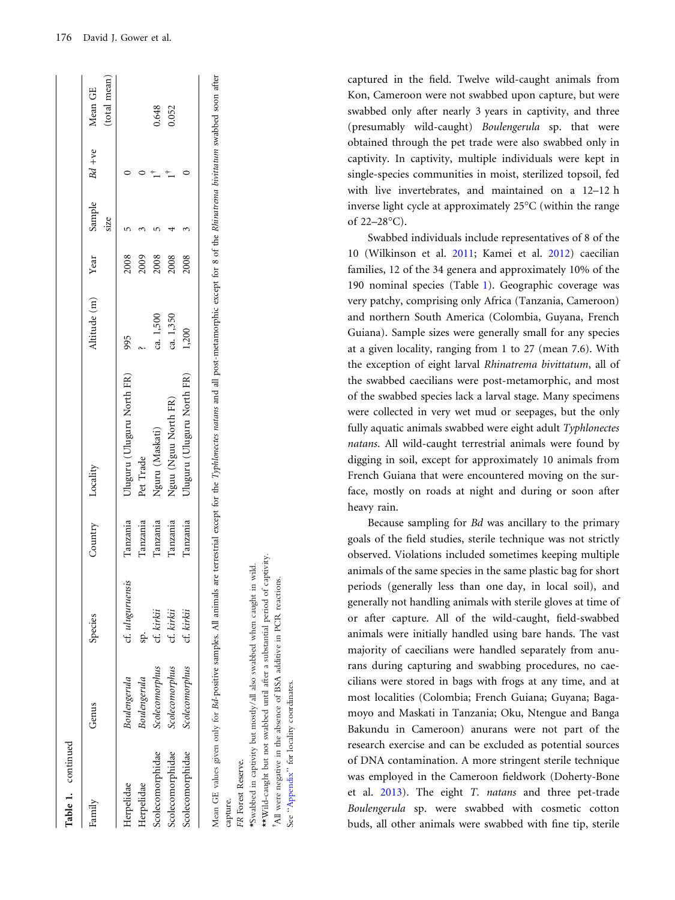**Table 1.** continued

| Family | Genus | Species | Country | Locality | Altitude (m) | Year | Sample size | *Bd* +ve | Mean GE (total mean) |
|---|---|---|---|---|---|---|---|---|---|
| Herpelidae | *Boulengerula* | cf. *uluguruensis* | Tanzania | Uluguru (Uluguru North FR) | 995 | 2008 | 5 | 0 | |
| Herpelidae | *Boulengerula* | sp. | Tanzania | Pet Trade | ? | 2009 | 3 | 0 | |
| Scolecomorphidae | *Scolecomorphus* | cf. *kirkii* | Tanzania | Nguru (Maskati) | ca. 1,500 | 2008 | 5 | 1[†] | 0.648 |
| Scolecomorphidae | *Scolecomorphus* | cf. *kirkii* | Tanzania | Nguu (Nguu North FR) | ca. 1,350 | 2008 | 4 | 1[†] | 0.052 |
| Scolecomorphidae | *Scolecomorphus* | cf. *kirkii* | Tanzania | Uluguru (Uluguru North FR) | 1,200 | 2008 | 3 | 0 | |

Mean GE values given only for *Bd*-positive samples. All animals are terrestrial except for the *Typhlonectes natans* and all post-metamorphic except for 8 of the *Rhinatrema bivittatum* swabbed soon after capture.

*FR* Forest Reserve.

*Swabbed in captivity but mostly/all also swabbed when caught in wild.

**Wild-caught but not swabbed until after a substantial period of captivity.

[†]All were negative in the absence of BSA additive in PCR reactions.

See "Appendix" for locality coordinates.

captured in the field. Twelve wild-caught animals from Kon, Cameroon were not swabbed upon capture, but were swabbed only after nearly 3 years in captivity, and three (presumably wild-caught) *Boulengerula* sp. that were obtained through the pet trade were also swabbed only in captivity. In captivity, multiple individuals were kept in single-species communities in moist, sterilized topsoil, fed with live invertebrates, and maintained on a 12–12 h inverse light cycle at approximately 25°C (within the range of 22–28°C).

Swabbed individuals include representatives of 8 of the 10 (Wilkinson et al. 2011; Kamei et al. 2012) caecilian families, 12 of the 34 genera and approximately 10% of the 190 nominal species (Table 1). Geographic coverage was very patchy, comprising only Africa (Tanzania, Cameroon) and northern South America (Colombia, Guyana, French Guiana). Sample sizes were generally small for any species at a given locality, ranging from 1 to 27 (mean 7.6). With the exception of eight larval *Rhinatrema bivittatum*, all of the swabbed caecilians were post-metamorphic, and most of the swabbed species lack a larval stage. Many specimens were collected in very wet mud or seepages, but the only fully aquatic animals swabbed were eight adult *Typhlonectes natans*. All wild-caught terrestrial animals were found by digging in soil, except for approximately 10 animals from French Guiana that were encountered moving on the surface, mostly on roads at night and during or soon after heavy rain.

Because sampling for *Bd* was ancillary to the primary goals of the field studies, sterile technique was not strictly observed. Violations included sometimes keeping multiple animals of the same species in the same plastic bag for short periods (generally less than one day, in local soil), and generally not handling animals with sterile gloves at time of or after capture. All of the wild-caught, field-swabbed animals were initially handled using bare hands. The vast majority of caecilians were handled separately from anurans during capturing and swabbing procedures, no caecilians were stored in bags with frogs at any time, and at most localities (Colombia; French Guiana; Guyana; Bagamoyo and Maskati in Tanzania; Oku, Ntengue and Banga Bakundu in Cameroon) anurans were not part of the research exercise and can be excluded as potential sources of DNA contamination. A more stringent sterile technique was employed in the Cameroon fieldwork (Doherty-Bone et al. 2013). The eight *T. natans* and three pet-trade *Boulengerula* sp. were swabbed with cosmetic cotton buds, all other animals were swabbed with fine tip, sterile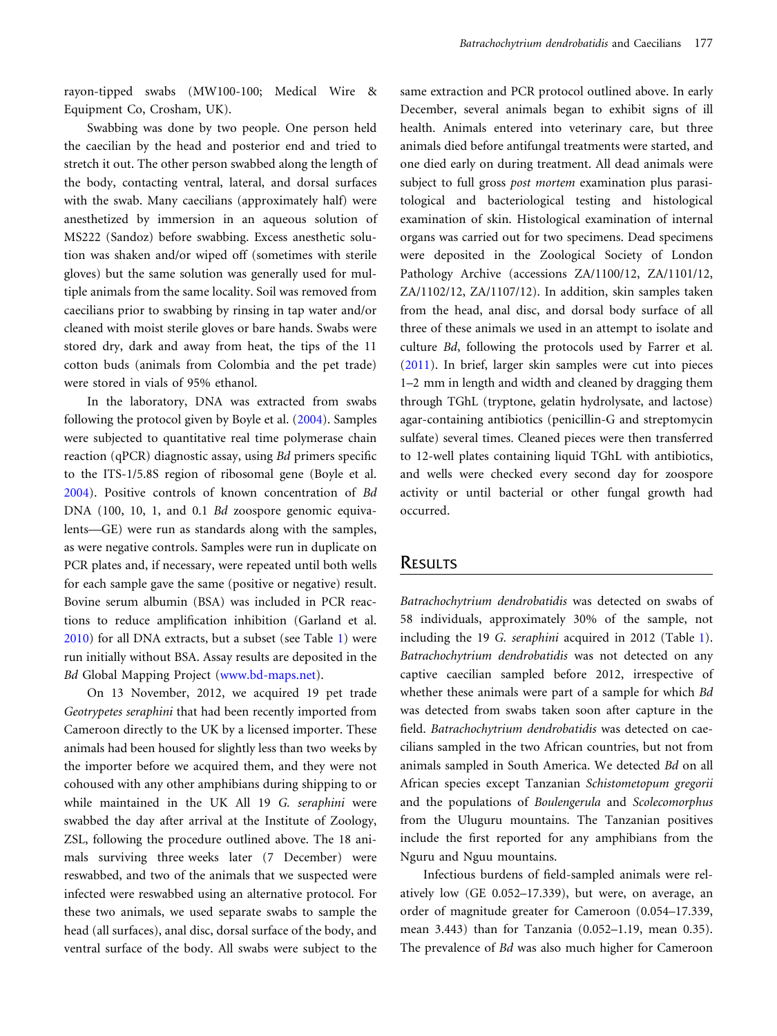rayon-tipped swabs (MW100-100; Medical Wire & Equipment Co, Crosham, UK).

Swabbing was done by two people. One person held the caecilian by the head and posterior end and tried to stretch it out. The other person swabbed along the length of the body, contacting ventral, lateral, and dorsal surfaces with the swab. Many caecilians (approximately half) were anesthetized by immersion in an aqueous solution of MS222 (Sandoz) before swabbing. Excess anesthetic solution was shaken and/or wiped off (sometimes with sterile gloves) but the same solution was generally used for multiple animals from the same locality. Soil was removed from caecilians prior to swabbing by rinsing in tap water and/or cleaned with moist sterile gloves or bare hands. Swabs were stored dry, dark and away from heat, the tips of the 11 cotton buds (animals from Colombia and the pet trade) were stored in vials of 95% ethanol.

In the laboratory, DNA was extracted from swabs following the protocol given by Boyle et al. (2004). Samples were subjected to quantitative real time polymerase chain reaction (qPCR) diagnostic assay, using *Bd* primers specific to the ITS-1/5.8S region of ribosomal gene (Boyle et al. 2004). Positive controls of known concentration of *Bd* DNA (100, 10, 1, and 0.1 *Bd* zoospore genomic equivalents—GE) were run as standards along with the samples, as were negative controls. Samples were run in duplicate on PCR plates and, if necessary, were repeated until both wells for each sample gave the same (positive or negative) result. Bovine serum albumin (BSA) was included in PCR reactions to reduce amplification inhibition (Garland et al. 2010) for all DNA extracts, but a subset (see Table 1) were run initially without BSA. Assay results are deposited in the *Bd* Global Mapping Project (www.bd-maps.net).

On 13 November, 2012, we acquired 19 pet trade *Geotrypetes seraphini* that had been recently imported from Cameroon directly to the UK by a licensed importer. These animals had been housed for slightly less than two weeks by the importer before we acquired them, and they were not cohoused with any other amphibians during shipping to or while maintained in the UK All 19 *G. seraphini* were swabbed the day after arrival at the Institute of Zoology, ZSL, following the procedure outlined above. The 18 animals surviving three weeks later (7 December) were reswabbed, and two of the animals that we suspected were infected were reswabbed using an alternative protocol. For these two animals, we used separate swabs to sample the head (all surfaces), anal disc, dorsal surface of the body, and ventral surface of the body. All swabs were subject to the same extraction and PCR protocol outlined above. In early December, several animals began to exhibit signs of ill health. Animals entered into veterinary care, but three animals died before antifungal treatments were started, and one died early on during treatment. All dead animals were subject to full gross *post mortem* examination plus parasitological and bacteriological testing and histological examination of skin. Histological examination of internal organs was carried out for two specimens. Dead specimens were deposited in the Zoological Society of London Pathology Archive (accessions ZA/1100/12, ZA/1101/12, ZA/1102/12, ZA/1107/12). In addition, skin samples taken from the head, anal disc, and dorsal body surface of all three of these animals we used in an attempt to isolate and culture *Bd*, following the protocols used by Farrer et al. (2011). In brief, larger skin samples were cut into pieces 1–2 mm in length and width and cleaned by dragging them through TGhL (tryptone, gelatin hydrolysate, and lactose) agar-containing antibiotics (penicillin-G and streptomycin sulfate) several times. Cleaned pieces were then transferred to 12-well plates containing liquid TGhL with antibiotics, and wells were checked every second day for zoospore activity or until bacterial or other fungal growth had occurred.

## Results

*Batrachochytrium dendrobatidis* was detected on swabs of 58 individuals, approximately 30% of the sample, not including the 19 *G. seraphini* acquired in 2012 (Table 1). *Batrachochytrium dendrobatidis* was not detected on any captive caecilian sampled before 2012, irrespective of whether these animals were part of a sample for which *Bd* was detected from swabs taken soon after capture in the field. *Batrachochytrium dendrobatidis* was detected on caecilians sampled in the two African countries, but not from animals sampled in South America. We detected *Bd* on all African species except Tanzanian *Schistometopum gregorii* and the populations of *Boulengerula* and *Scolecomorphus* from the Uluguru mountains. The Tanzanian positives include the first reported for any amphibians from the Nguru and Nguu mountains.

Infectious burdens of field-sampled animals were relatively low (GE 0.052–17.339), but were, on average, an order of magnitude greater for Cameroon (0.054–17.339, mean 3.443) than for Tanzania (0.052–1.19, mean 0.35). The prevalence of *Bd* was also much higher for Cameroon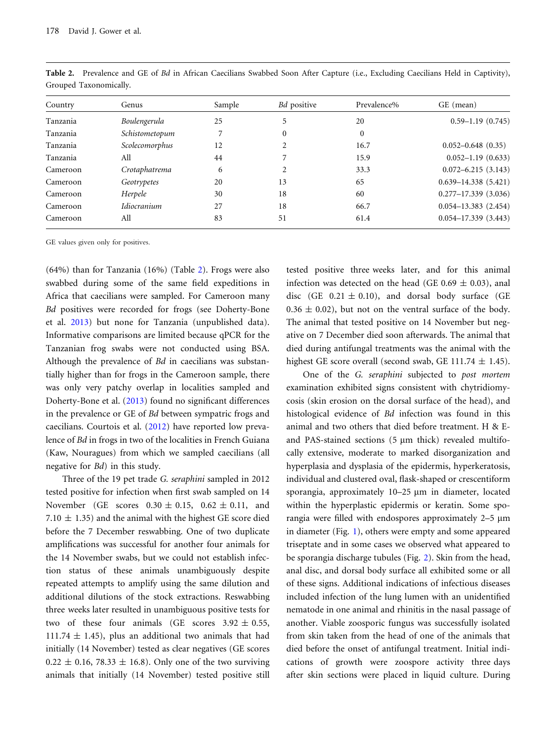**Table 2.** Prevalence and GE of *Bd* in African Caecilians Swabbed Soon After Capture (i.e., Excluding Caecilians Held in Captivity), Grouped Taxonomically.

| Country | Genus | Sample | *Bd* positive | Prevalence% | GE (mean) |
|---|---|---|---|---|---|
| Tanzania | *Boulengerula* | 25 | 5 | 20 | 0.59–1.19 (0.745) |
| Tanzania | *Schistometopum* | 7 | 0 | 0 | |
| Tanzania | *Scolecomorphus* | 12 | 2 | 16.7 | 0.052–0.648 (0.35) |
| Tanzania | All | 44 | 7 | 15.9 | 0.052–1.19 (0.633) |
| Cameroon | *Crotaphatrema* | 6 | 2 | 33.3 | 0.072–6.215 (3.143) |
| Cameroon | *Geotrypetes* | 20 | 13 | 65 | 0.639–14.338 (5.421) |
| Cameroon | *Herpele* | 30 | 18 | 60 | 0.277–17.339 (3.036) |
| Cameroon | *Idiocranium* | 27 | 18 | 66.7 | 0.054–13.383 (2.454) |
| Cameroon | All | 83 | 51 | 61.4 | 0.054–17.339 (3.443) |

GE values given only for positives.

(64%) than for Tanzania (16%) (Table 2). Frogs were also swabbed during some of the same field expeditions in Africa that caecilians were sampled. For Cameroon many *Bd* positives were recorded for frogs (see Doherty-Bone et al. 2013) but none for Tanzania (unpublished data). Informative comparisons are limited because qPCR for the Tanzanian frog swabs were not conducted using BSA. Although the prevalence of *Bd* in caecilians was substantially higher than for frogs in the Cameroon sample, there was only very patchy overlap in localities sampled and Doherty-Bone et al. (2013) found no significant differences in the prevalence or GE of *Bd* between sympatric frogs and caecilians. Courtois et al. (2012) have reported low prevalence of *Bd* in frogs in two of the localities in French Guiana (Kaw, Nouragues) from which we sampled caecilians (all negative for *Bd*) in this study.

Three of the 19 pet trade *G. seraphini* sampled in 2012 tested positive for infection when first swab sampled on 14 November (GE scores 0.30 ± 0.15, 0.62 ± 0.11, and 7.10 ± 1.35) and the animal with the highest GE score died before the 7 December reswabbing. One of two duplicate amplifications was successful for another four animals for the 14 November swabs, but we could not establish infection status of these animals unambiguously despite repeated attempts to amplify using the same dilution and additional dilutions of the stock extractions. Reswabbing three weeks later resulted in unambiguous positive tests for two of these four animals (GE scores 3.92 ± 0.55, 111.74 ± 1.45), plus an additional two animals that had initially (14 November) tested as clear negatives (GE scores 0.22 ± 0.16, 78.33 ± 16.8). Only one of the two surviving animals that initially (14 November) tested positive still tested positive three weeks later, and for this animal infection was detected on the head (GE 0.69 ± 0.03), anal disc (GE 0.21 ± 0.10), and dorsal body surface (GE 0.36 ± 0.02), but not on the ventral surface of the body. The animal that tested positive on 14 November but negative on 7 December died soon afterwards. The animal that died during antifungal treatments was the animal with the highest GE score overall (second swab, GE 111.74 ± 1.45).

One of the *G. seraphini* subjected to *post mortem* examination exhibited signs consistent with chytridiomycosis (skin erosion on the dorsal surface of the head), and histological evidence of *Bd* infection was found in this animal and two others that died before treatment. H & E- and PAS-stained sections (5 µm thick) revealed multifocally extensive, moderate to marked disorganization and hyperplasia and dysplasia of the epidermis, hyperkeratosis, individual and clustered oval, flask-shaped or crescentiform sporangia, approximately 10–25 µm in diameter, located within the hyperplastic epidermis or keratin. Some sporangia were filled with endospores approximately 2–5 µm in diameter (Fig. 1), others were empty and some appeared triseptate and in some cases we observed what appeared to be sporangia discharge tubules (Fig. 2). Skin from the head, anal disc, and dorsal body surface all exhibited some or all of these signs. Additional indications of infectious diseases included infection of the lung lumen with an unidentified nematode in one animal and rhinitis in the nasal passage of another. Viable zoosporic fungus was successfully isolated from skin taken from the head of one of the animals that died before the onset of antifungal treatment. Initial indications of growth were zoospore activity three days after skin sections were placed in liquid culture. During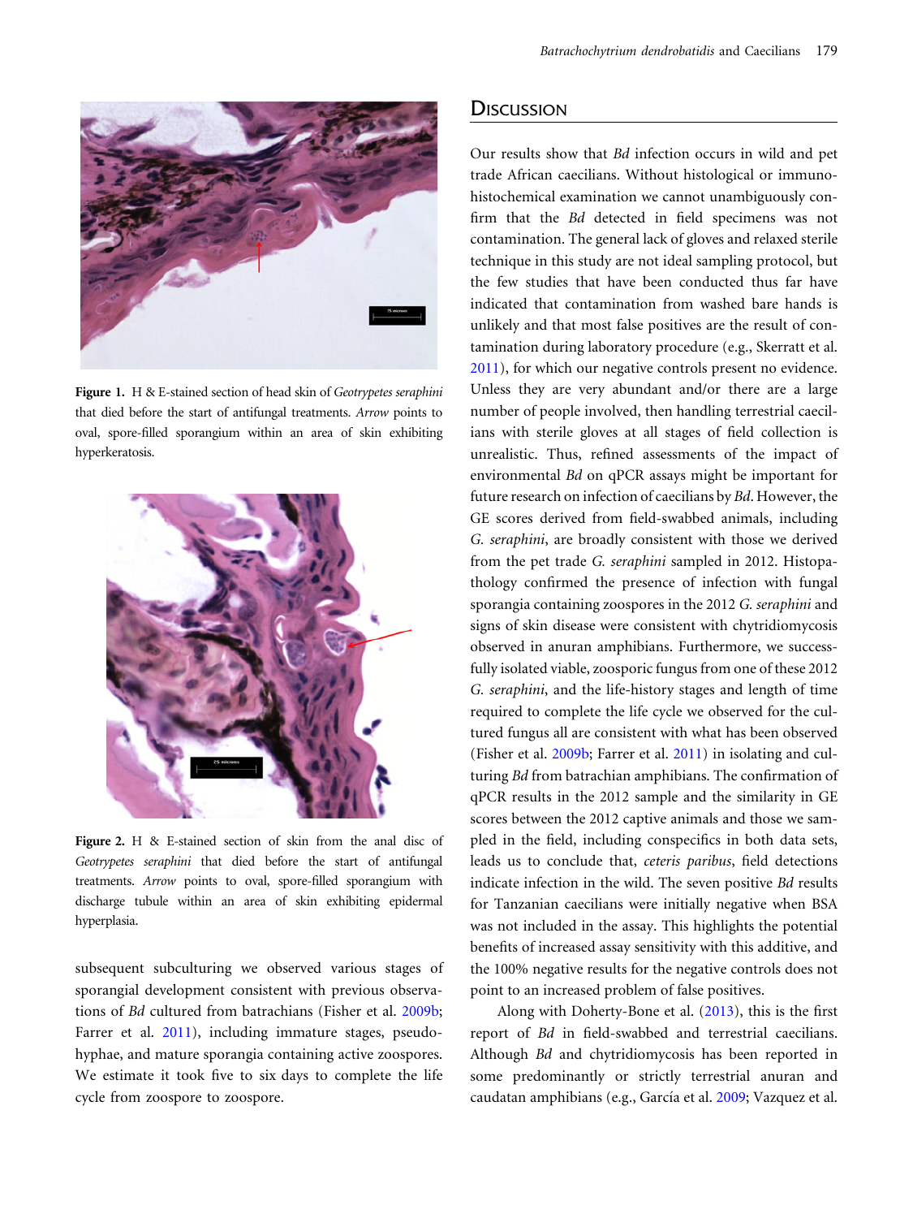Figure 1. H & E-stained section of head skin of *Geotrypetes seraphini* that died before the start of antifungal treatments. *Arrow* points to oval, spore-filled sporangium within an area of skin exhibiting hyperkeratosis.

Figure 2. H & E-stained section of skin from the anal disc of *Geotrypetes seraphini* that died before the start of antifungal treatments. *Arrow* points to oval, spore-filled sporangium with discharge tubule within an area of skin exhibiting epidermal hyperplasia.

subsequent subculturing we observed various stages of sporangial development consistent with previous observations of *Bd* cultured from batrachians (Fisher et al. 2009b; Farrer et al. 2011), including immature stages, pseudohyphae, and mature sporangia containing active zoospores. We estimate it took five to six days to complete the life cycle from zoospore to zoospore.

## Discussion

Our results show that *Bd* infection occurs in wild and pet trade African caecilians. Without histological or immunohistochemical examination we cannot unambiguously confirm that the *Bd* detected in field specimens was not contamination. The general lack of gloves and relaxed sterile technique in this study are not ideal sampling protocol, but the few studies that have been conducted thus far have indicated that contamination from washed bare hands is unlikely and that most false positives are the result of contamination during laboratory procedure (e.g., Skerratt et al. 2011), for which our negative controls present no evidence. Unless they are very abundant and/or there are a large number of people involved, then handling terrestrial caecilians with sterile gloves at all stages of field collection is unrealistic. Thus, refined assessments of the impact of environmental *Bd* on qPCR assays might be important for future research on infection of caecilians by *Bd*. However, the GE scores derived from field-swabbed animals, including *G. seraphini*, are broadly consistent with those we derived from the pet trade *G. seraphini* sampled in 2012. Histopathology confirmed the presence of infection with fungal sporangia containing zoospores in the 2012 *G. seraphini* and signs of skin disease were consistent with chytridiomycosis observed in anuran amphibians. Furthermore, we successfully isolated viable, zoosporic fungus from one of these 2012 *G. seraphini*, and the life-history stages and length of time required to complete the life cycle we observed for the cultured fungus all are consistent with what has been observed (Fisher et al. 2009b; Farrer et al. 2011) in isolating and culturing *Bd* from batrachian amphibians. The confirmation of qPCR results in the 2012 sample and the similarity in GE scores between the 2012 captive animals and those we sampled in the field, including conspecifics in both data sets, leads us to conclude that, *ceteris paribus*, field detections indicate infection in the wild. The seven positive *Bd* results for Tanzanian caecilians were initially negative when BSA was not included in the assay. This highlights the potential benefits of increased assay sensitivity with this additive, and the 100% negative results for the negative controls does not point to an increased problem of false positives.

Along with Doherty-Bone et al. (2013), this is the first report of *Bd* in field-swabbed and terrestrial caecilians. Although *Bd* and chytridiomycosis has been reported in some predominantly or strictly terrestrial anuran and caudatan amphibians (e.g., García et al. 2009; Vazquez et al.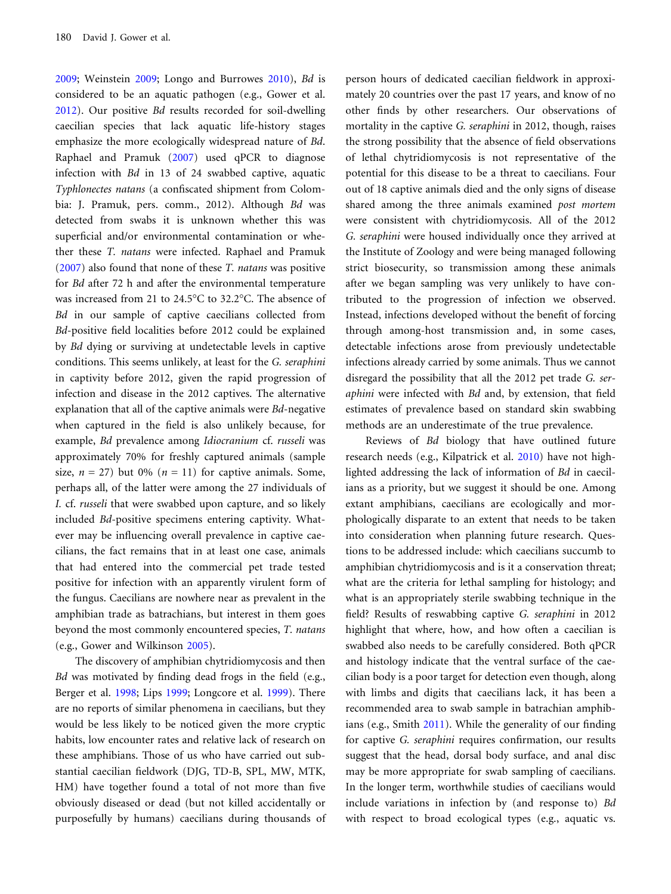2009; Weinstein 2009; Longo and Burrowes 2010), *Bd* is considered to be an aquatic pathogen (e.g., Gower et al. 2012). Our positive *Bd* results recorded for soil-dwelling caecilian species that lack aquatic life-history stages emphasize the more ecologically widespread nature of *Bd*. Raphael and Pramuk (2007) used qPCR to diagnose infection with *Bd* in 13 of 24 swabbed captive, aquatic *Typhlonectes natans* (a confiscated shipment from Colombia: J. Pramuk, pers. comm., 2012). Although *Bd* was detected from swabs it is unknown whether this was superficial and/or environmental contamination or whether these *T. natans* were infected. Raphael and Pramuk (2007) also found that none of these *T. natans* was positive for *Bd* after 72 h and after the environmental temperature was increased from 21 to 24.5°C to 32.2°C. The absence of *Bd* in our sample of captive caecilians collected from *Bd*-positive field localities before 2012 could be explained by *Bd* dying or surviving at undetectable levels in captive conditions. This seems unlikely, at least for the *G. seraphini* in captivity before 2012, given the rapid progression of infection and disease in the 2012 captives. The alternative explanation that all of the captive animals were *Bd*-negative when captured in the field is also unlikely because, for example, *Bd* prevalence among *Idiocranium* cf. *russeli* was approximately 70% for freshly captured animals (sample size, $n = 27$) but 0% ($n = 11$) for captive animals. Some, perhaps all, of the latter were among the 27 individuals of *I.* cf. *russeli* that were swabbed upon capture, and so likely included *Bd*-positive specimens entering captivity. Whatever may be influencing overall prevalence in captive caecilians, the fact remains that in at least one case, animals that had entered into the commercial pet trade tested positive for infection with an apparently virulent form of the fungus. Caecilians are nowhere near as prevalent in the amphibian trade as batrachians, but interest in them goes beyond the most commonly encountered species, *T. natans* (e.g., Gower and Wilkinson 2005).

The discovery of amphibian chytridiomycosis and then *Bd* was motivated by finding dead frogs in the field (e.g., Berger et al. 1998; Lips 1999; Longcore et al. 1999). There are no reports of similar phenomena in caecilians, but they would be less likely to be noticed given the more cryptic habits, low encounter rates and relative lack of research on these amphibians. Those of us who have carried out substantial caecilian fieldwork (DJG, TD-B, SPL, MW, MTK, HM) have together found a total of not more than five obviously diseased or dead (but not killed accidentally or purposefully by humans) caecilians during thousands of person hours of dedicated caecilian fieldwork in approximately 20 countries over the past 17 years, and know of no other finds by other researchers. Our observations of mortality in the captive *G. seraphini* in 2012, though, raises the strong possibility that the absence of field observations of lethal chytridiomycosis is not representative of the potential for this disease to be a threat to caecilians. Four out of 18 captive animals died and the only signs of disease shared among the three animals examined *post mortem* were consistent with chytridiomycosis. All of the 2012 *G. seraphini* were housed individually once they arrived at the Institute of Zoology and were being managed following strict biosecurity, so transmission among these animals after we began sampling was very unlikely to have contributed to the progression of infection we observed. Instead, infections developed without the benefit of forcing through among-host transmission and, in some cases, detectable infections arose from previously undetectable infections already carried by some animals. Thus we cannot disregard the possibility that all the 2012 pet trade *G. seraphini* were infected with *Bd* and, by extension, that field estimates of prevalence based on standard skin swabbing methods are an underestimate of the true prevalence.

Reviews of *Bd* biology that have outlined future research needs (e.g., Kilpatrick et al. 2010) have not highlighted addressing the lack of information of *Bd* in caecilians as a priority, but we suggest it should be one. Among extant amphibians, caecilians are ecologically and morphologically disparate to an extent that needs to be taken into consideration when planning future research. Questions to be addressed include: which caecilians succumb to amphibian chytridiomycosis and is it a conservation threat; what are the criteria for lethal sampling for histology; and what is an appropriately sterile swabbing technique in the field? Results of reswabbing captive *G. seraphini* in 2012 highlight that where, how, and how often a caecilian is swabbed also needs to be carefully considered. Both qPCR and histology indicate that the ventral surface of the caecilian body is a poor target for detection even though, along with limbs and digits that caecilians lack, it has been a recommended area to swab sample in batrachian amphibians (e.g., Smith 2011). While the generality of our finding for captive *G. seraphini* requires confirmation, our results suggest that the head, dorsal body surface, and anal disc may be more appropriate for swab sampling of caecilians. In the longer term, worthwhile studies of caecilians would include variations in infection by (and response to) *Bd* with respect to broad ecological types (e.g., aquatic vs.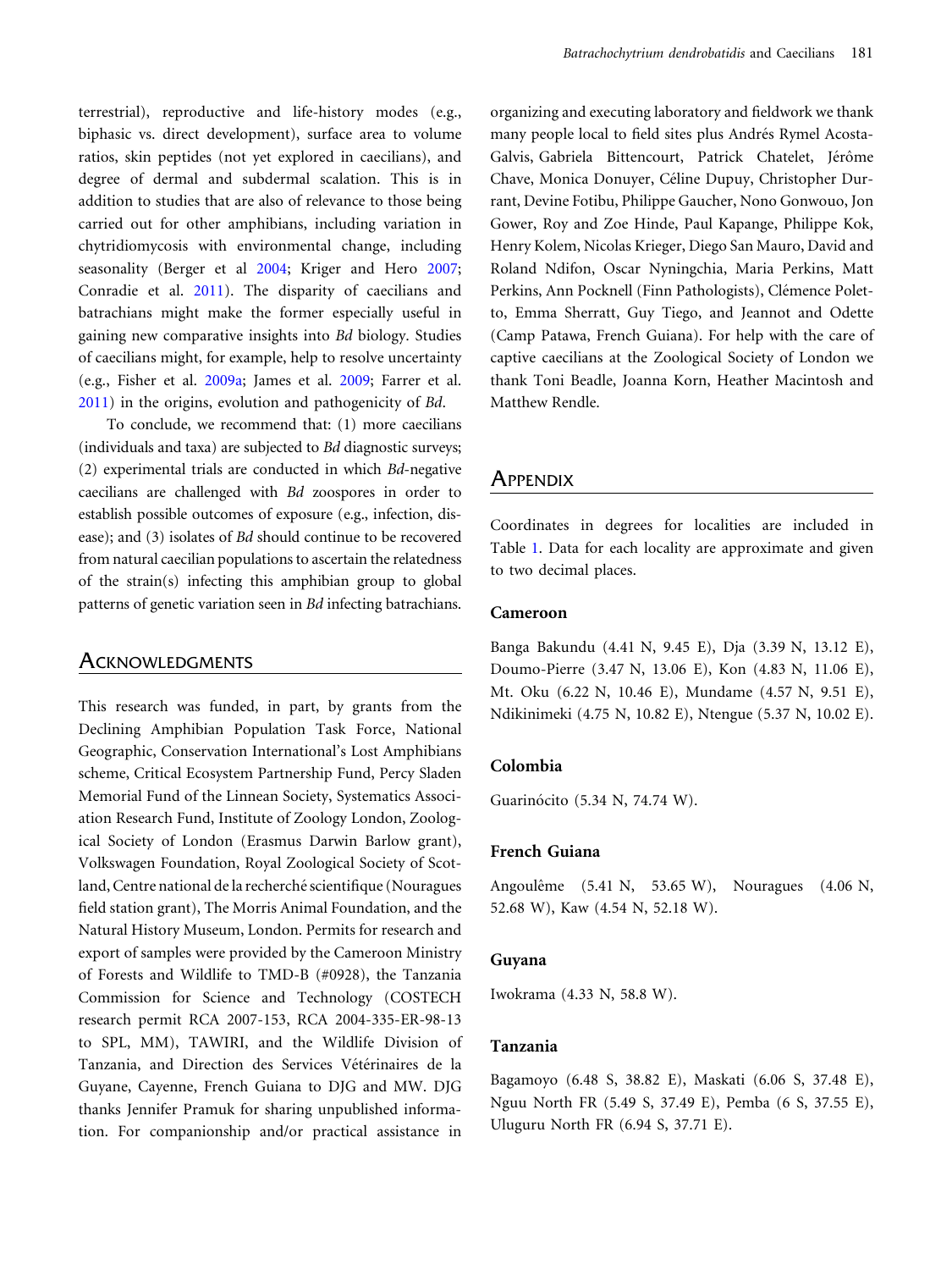terrestrial), reproductive and life-history modes (e.g., biphasic vs. direct development), surface area to volume ratios, skin peptides (not yet explored in caecilians), and degree of dermal and subdermal scalation. This is in addition to studies that are also of relevance to those being carried out for other amphibians, including variation in chytridiomycosis with environmental change, including seasonality (Berger et al 2004; Kriger and Hero 2007; Conradie et al. 2011). The disparity of caecilians and batrachians might make the former especially useful in gaining new comparative insights into *Bd* biology. Studies of caecilians might, for example, help to resolve uncertainty (e.g., Fisher et al. 2009a; James et al. 2009; Farrer et al. 2011) in the origins, evolution and pathogenicity of *Bd*.

To conclude, we recommend that: (1) more caecilians (individuals and taxa) are subjected to *Bd* diagnostic surveys; (2) experimental trials are conducted in which *Bd*-negative caecilians are challenged with *Bd* zoospores in order to establish possible outcomes of exposure (e.g., infection, disease); and (3) isolates of *Bd* should continue to be recovered from natural caecilian populations to ascertain the relatedness of the strain(s) infecting this amphibian group to global patterns of genetic variation seen in *Bd* infecting batrachians.

## Acknowledgments

This research was funded, in part, by grants from the Declining Amphibian Population Task Force, National Geographic, Conservation International's Lost Amphibians scheme, Critical Ecosystem Partnership Fund, Percy Sladen Memorial Fund of the Linnean Society, Systematics Association Research Fund, Institute of Zoology London, Zoological Society of London (Erasmus Darwin Barlow grant), Volkswagen Foundation, Royal Zoological Society of Scotland, Centre national de la recherché scientifique (Nouragues field station grant), The Morris Animal Foundation, and the Natural History Museum, London. Permits for research and export of samples were provided by the Cameroon Ministry of Forests and Wildlife to TMD-B (#0928), the Tanzania Commission for Science and Technology (COSTECH research permit RCA 2007-153, RCA 2004-335-ER-98-13 to SPL, MM), TAWIRI, and the Wildlife Division of Tanzania, and Direction des Services Vétérinaires de la Guyane, Cayenne, French Guiana to DJG and MW. DJG thanks Jennifer Pramuk for sharing unpublished information. For companionship and/or practical assistance in organizing and executing laboratory and fieldwork we thank many people local to field sites plus Andrés Rymel Acosta-Galvis, Gabriela Bittencourt, Patrick Chatelet, Jérôme Chave, Monica Donuyer, Céline Dupuy, Christopher Durrant, Devine Fotibu, Philippe Gaucher, Nono Gonwouo, Jon Gower, Roy and Zoe Hinde, Paul Kapange, Philippe Kok, Henry Kolem, Nicolas Krieger, Diego San Mauro, David and Roland Ndifon, Oscar Nyningchia, Maria Perkins, Matt Perkins, Ann Pocknell (Finn Pathologists), Clémence Poletto, Emma Sherratt, Guy Tiego, and Jeannot and Odette (Camp Patawa, French Guiana). For help with the care of captive caecilians at the Zoological Society of London we thank Toni Beadle, Joanna Korn, Heather Macintosh and Matthew Rendle.

## Appendix

Coordinates in degrees for localities are included in Table 1. Data for each locality are approximate and given to two decimal places.

### Cameroon

Banga Bakundu (4.41 N, 9.45 E), Dja (3.39 N, 13.12 E), Doumo-Pierre (3.47 N, 13.06 E), Kon (4.83 N, 11.06 E), Mt. Oku (6.22 N, 10.46 E), Mundame (4.57 N, 9.51 E), Ndikinimeki (4.75 N, 10.82 E), Ntengue (5.37 N, 10.02 E).

### Colombia

Guarinócito (5.34 N, 74.74 W).

### French Guiana

Angoulême (5.41 N, 53.65 W), Nouragues (4.06 N, 52.68 W), Kaw (4.54 N, 52.18 W).

### Guyana

Iwokrama (4.33 N, 58.8 W).

### Tanzania

Bagamoyo (6.48 S, 38.82 E), Maskati (6.06 S, 37.48 E), Nguu North FR (5.49 S, 37.49 E), Pemba (6 S, 37.55 E), Uluguru North FR (6.94 S, 37.71 E).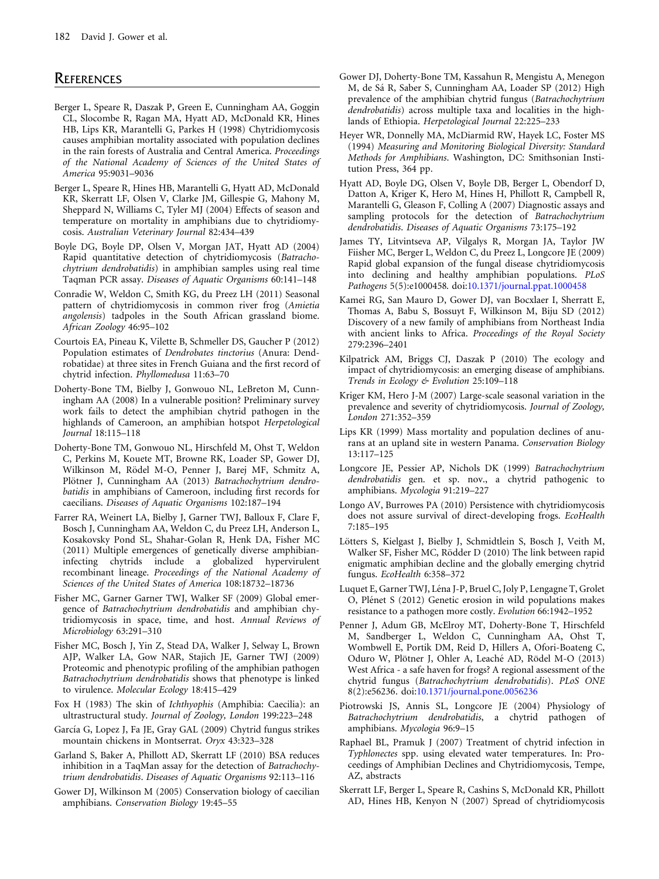## References

Berger L, Speare R, Daszak P, Green E, Cunningham AA, Goggin CL, Slocombe R, Ragan MA, Hyatt AD, McDonald KR, Hines HB, Lips KR, Marantelli G, Parkes H (1998) Chytridiomycosis causes amphibian mortality associated with population declines in the rain forests of Australia and Central America. *Proceedings of the National Academy of Sciences of the United States of America* 95:9031–9036

Berger L, Speare R, Hines HB, Marantelli G, Hyatt AD, McDonald KR, Skerratt LF, Olsen V, Clarke JM, Gillespie G, Mahony M, Sheppard N, Williams C, Tyler MJ (2004) Effects of season and temperature on mortality in amphibians due to chytridiomycosis. *Australian Veterinary Journal* 82:434–439

Boyle DG, Boyle DP, Olsen V, Morgan JAT, Hyatt AD (2004) Rapid quantitative detection of chytridiomycosis (*Batrachochytrium dendrobatidis*) in amphibian samples using real time Taqman PCR assay. *Diseases of Aquatic Organisms* 60:141–148

Conradie W, Weldon C, Smith KG, du Preez LH (2011) Seasonal pattern of chytridiomycosis in common river frog (*Amietia angolensis*) tadpoles in the South African grassland biome. *African Zoology* 46:95–102

Courtois EA, Pineau K, Vilette B, Schmeller DS, Gaucher P (2012) Population estimates of *Dendrobates tinctorius* (Anura: Dendrobatidae) at three sites in French Guiana and the first record of chytrid infection. *Phyllomedusa* 11:63–70

Doherty-Bone TM, Bielby J, Gonwouo NL, LeBreton M, Cunningham AA (2008) In a vulnerable position? Preliminary survey work fails to detect the amphibian chytrid pathogen in the highlands of Cameroon, an amphibian hotspot *Herpetological Journal* 18:115–118

Doherty-Bone TM, Gonwouo NL, Hirschfeld M, Ohst T, Weldon C, Perkins M, Kouete MT, Browne RK, Loader SP, Gower DJ, Wilkinson M, Rödel M-O, Penner J, Barej MF, Schmitz A, Plötner J, Cunningham AA (2013) *Batrachochytrium dendrobatidis* in amphibians of Cameroon, including first records for caecilians. *Diseases of Aquatic Organisms* 102:187–194

Farrer RA, Weinert LA, Bielby J, Garner TWJ, Balloux F, Clare F, Bosch J, Cunningham AA, Weldon C, du Preez LH, Anderson L, Kosakovsky Pond SL, Shahar-Golan R, Henk DA, Fisher MC (2011) Multiple emergences of genetically diverse amphibian-infecting chytrids include a globalized hypervirulent recombinant lineage. *Proceedings of the National Academy of Sciences of the United States of America* 108:18732–18736

Fisher MC, Garner Garner TWJ, Walker SF (2009) Global emergence of *Batrachochytrium dendrobatidis* and amphibian chytridiomycosis in space, time, and host. *Annual Reviews of Microbiology* 63:291–310

Fisher MC, Bosch J, Yin Z, Stead DA, Walker J, Selway L, Brown AJP, Walker LA, Gow NAR, Stajich JE, Garner TWJ (2009) Proteomic and phenotypic profiling of the amphibian pathogen *Batrachochytrium dendrobatidis* shows that phenotype is linked to virulence. *Molecular Ecology* 18:415–429

Fox H (1983) The skin of *Ichthyophis* (Amphibia: Caecilia): an ultrastructural study. *Journal of Zoology, London* 199:223–248

García G, Lopez J, Fa JE, Gray GAL (2009) Chytrid fungus strikes mountain chickens in Montserrat. *Oryx* 43:323–328

Garland S, Baker A, Phillott AD, Skerratt LF (2010) BSA reduces inhibition in a TaqMan assay for the detection of *Batrachochytrium dendrobatidis*. *Diseases of Aquatic Organisms* 92:113–116

Gower DJ, Wilkinson M (2005) Conservation biology of caecilian amphibians. *Conservation Biology* 19:45–55

Gower DJ, Doherty-Bone TM, Kassahun R, Mengistu A, Menegon M, de Sá R, Saber S, Cunningham AA, Loader SP (2012) High prevalence of the amphibian chytrid fungus (*Batrachochytrium dendrobatidis*) across multiple taxa and localities in the highlands of Ethiopia. *Herpetological Journal* 22:225–233

Heyer WR, Donnelly MA, McDiarmid RW, Hayek LC, Foster MS (1994) *Measuring and Monitoring Biological Diversity: Standard Methods for Amphibians*. Washington, DC: Smithsonian Institution Press, 364 pp.

Hyatt AD, Boyle DG, Olsen V, Boyle DB, Berger L, Obendorf D, Datton A, Kriger K, Hero M, Hines H, Phillott R, Campbell R, Marantelli G, Gleason F, Colling A (2007) Diagnostic assays and sampling protocols for the detection of *Batrachochytrium dendrobatidis*. *Diseases of Aquatic Organisms* 73:175–192

James TY, Litvintseva AP, Vilgalys R, Morgan JA, Taylor JW Fiisher MC, Berger L, Weldon C, du Preez L, Longcore JE (2009) Rapid global expansion of the fungal disease chytridiomycosis into declining and healthy amphibian populations. *PLoS Pathogens* 5(5):e1000458. doi:10.1371/journal.ppat.1000458

Kamei RG, San Mauro D, Gower DJ, van Bocxlaer I, Sherratt E, Thomas A, Babu S, Bossuyt F, Wilkinson M, Biju SD (2012) Discovery of a new family of amphibians from Northeast India with ancient links to Africa. *Proceedings of the Royal Society* 279:2396–2401

Kilpatrick AM, Briggs CJ, Daszak P (2010) The ecology and impact of chytridiomycosis: an emerging disease of amphibians. *Trends in Ecology & Evolution* 25:109–118

Kriger KM, Hero J-M (2007) Large-scale seasonal variation in the prevalence and severity of chytridiomycosis. *Journal of Zoology, London* 271:352–359

Lips KR (1999) Mass mortality and population declines of anurans at an upland site in western Panama. *Conservation Biology* 13:117–125

Longcore JE, Pessier AP, Nichols DK (1999) *Batrachochytrium dendrobatidis* gen. et sp. nov., a chytrid pathogenic to amphibians. *Mycologia* 91:219–227

Longo AV, Burrowes PA (2010) Persistence with chytridiomycosis does not assure survival of direct-developing frogs. *EcoHealth* 7:185–195

Lötters S, Kielgast J, Bielby J, Schmidtlein S, Bosch J, Veith M, Walker SF, Fisher MC, Rödder D (2010) The link between rapid enigmatic amphibian decline and the globally emerging chytrid fungus. *EcoHealth* 6:358–372

Luquet E, Garner TWJ, Léna J-P, Bruel C, Joly P, Lengagne T, Grolet O, Plénet S (2012) Genetic erosion in wild populations makes resistance to a pathogen more costly. *Evolution* 66:1942–1952

Penner J, Adum GB, McElroy MT, Doherty-Bone T, Hirschfeld M, Sandberger L, Weldon C, Cunningham AA, Ohst T, Wombwell E, Portik DM, Reid D, Hillers A, Ofori-Boateng C, Oduro W, Plötner J, Ohler A, Leaché AD, Rödel M-O (2013) West Africa - a safe haven for frogs? A regional assessment of the chytrid fungus (*Batrachochytrium dendrobatidis*). *PLoS ONE* 8(2):e56236. doi:10.1371/journal.pone.0056236

Piotrowski JS, Annis SL, Longcore JE (2004) Physiology of *Batrachochytrium dendrobatidis*, a chytrid pathogen of amphibians. *Mycologia* 96:9–15

Raphael BL, Pramuk J (2007) Treatment of chytrid infection in *Typhlonectes* spp. using elevated water temperatures. In: Proceedings of Amphibian Declines and Chytridiomycosis, Tempe, AZ, abstracts

Skerratt LF, Berger L, Speare R, Cashins S, McDonald KR, Phillott AD, Hines HB, Kenyon N (2007) Spread of chytridiomycosis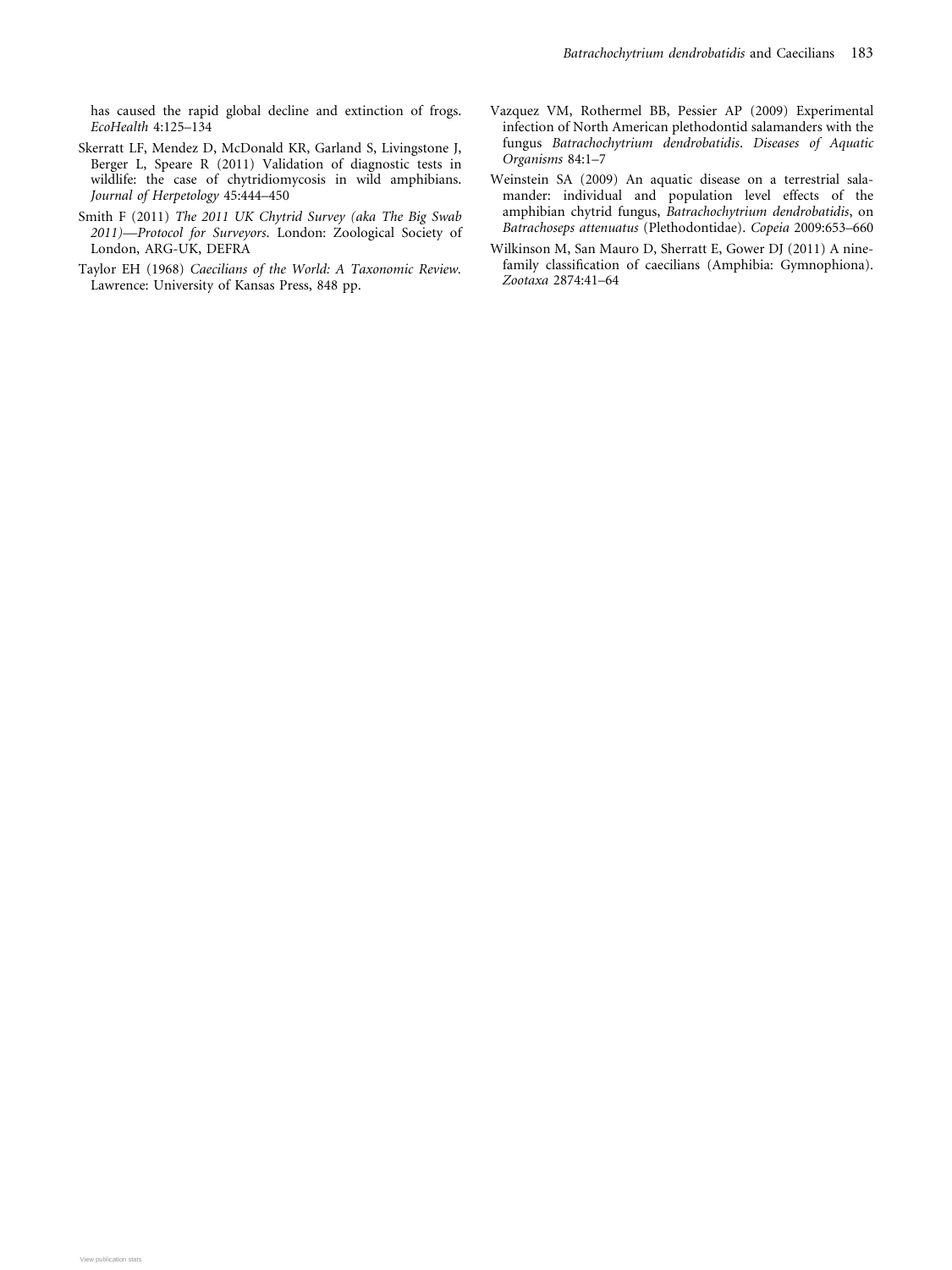has caused the rapid global decline and extinction of frogs. *EcoHealth* 4:125–134

Skerratt LF, Mendez D, McDonald KR, Garland S, Livingstone J, Berger L, Speare R (2011) Validation of diagnostic tests in wildlife: the case of chytridiomycosis in wild amphibians. *Journal of Herpetology* 45:444–450

Smith F (2011) *The 2011 UK Chytrid Survey (aka The Big Swab 2011)—Protocol for Surveyors*. London: Zoological Society of London, ARG-UK, DEFRA

Taylor EH (1968) *Caecilians of the World: A Taxonomic Review*. Lawrence: University of Kansas Press, 848 pp.

Vazquez VM, Rothermel BB, Pessier AP (2009) Experimental infection of North American plethodontid salamanders with the fungus *Batrachochytrium dendrobatidis*. *Diseases of Aquatic Organisms* 84:1–7

Weinstein SA (2009) An aquatic disease on a terrestrial salamander: individual and population level effects of the amphibian chytrid fungus, *Batrachochytrium dendrobatidis*, on *Batrachoseps attenuatus* (Plethodontidae). *Copeia* 2009:653–660

Wilkinson M, San Mauro D, Sherratt E, Gower DJ (2011) A nine-family classification of caecilians (Amphibia: Gymnophiona). *Zootaxa* 2874:41–64